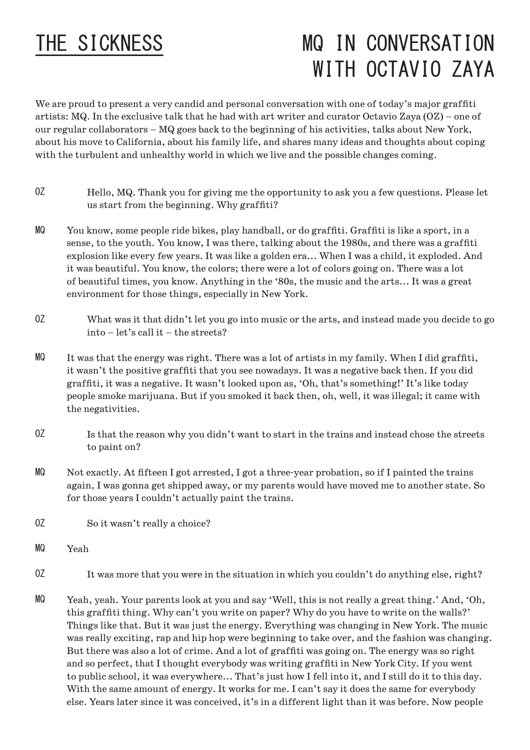# THE SICKNESS

# MQ IN CONVERSATION WITH OCTAVIO ZAYA

We are proud to present a very candid and personal conversation with one of today's major graffiti artists: MQ. In the exclusive talk that he had with art writer and curator Octavio Zaya (OZ) – one of our regular collaborators – MQ goes back to the beginning of his activities, talks about New York, about his move to California, about his family life, and shares many ideas and thoughts about coping with the turbulent and unhealthy world in which we live and the possible changes coming.

**OZ** Hello, MQ. Thank you for giving me the opportunity to ask you a few questions. Please let us start from the beginning. Why graffiti?

**MQ** You know, some people ride bikes, play handball, or do graffiti. Graffiti is like a sport, in a sense, to the youth. You know, I was there, talking about the 1980s, and there was a graffiti explosion like every few years. It was like a golden era… When I was a child, it exploded. And it was beautiful. You know, the colors; there were a lot of colors going on. There was a lot of beautiful times, you know. Anything in the '80s, the music and the arts… It was a great environment for those things, especially in New York.

**OZ** What was it that didn't let you go into music or the arts, and instead made you decide to go into – let's call it – the streets?

**MQ** It was that the energy was right. There was a lot of artists in my family. When I did graffiti, it wasn't the positive graffiti that you see nowadays. It was a negative back then. If you did graffiti, it was a negative. It wasn't looked upon as, 'Oh, that's something!' It's like today people smoke marijuana. But if you smoked it back then, oh, well, it was illegal; it came with the negativities.

**OZ** Is that the reason why you didn't want to start in the trains and instead chose the streets to paint on?

**MQ** Not exactly. At fifteen I got arrested, I got a three-year probation, so if I painted the trains again, I was gonna get shipped away, or my parents would have moved me to another state. So for those years I couldn't actually paint the trains.

**OZ** So it wasn't really a choice?

**MQ** Yeah

**OZ** It was more that you were in the situation in which you couldn't do anything else, right?

**MQ** Yeah, yeah. Your parents look at you and say 'Well, this is not really a great thing.' And, 'Oh, this graffiti thing. Why can't you write on paper? Why do you have to write on the walls?' Things like that. But it was just the energy. Everything was changing in New York. The music was really exciting, rap and hip hop were beginning to take over, and the fashion was changing. But there was also a lot of crime. And a lot of graffiti was going on. The energy was so right and so perfect, that I thought everybody was writing graffiti in New York City. If you went to public school, it was everywhere… That's just how I fell into it, and I still do it to this day. With the same amount of energy. It works for me. I can't say it does the same for everybody else. Years later since it was conceived, it's in a different light than it was before. Now people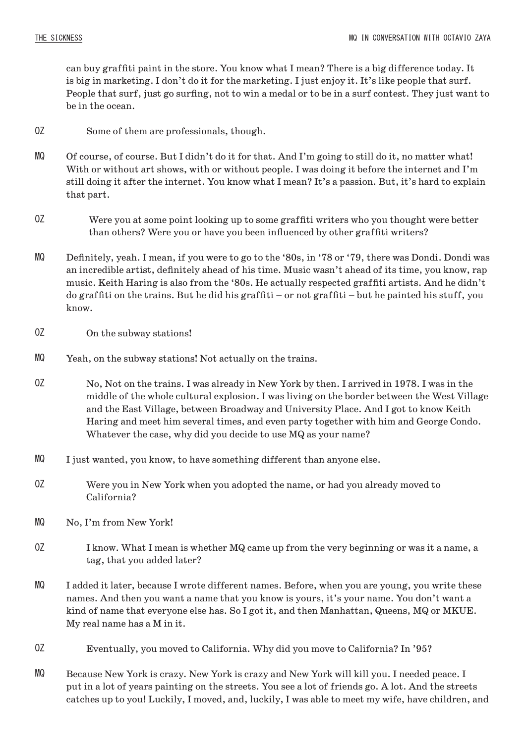can buy graffiti paint in the store. You know what I mean? There is a big difference today. It is big in marketing. I don't do it for the marketing. I just enjoy it. It's like people that surf. People that surf, just go surfing, not to win a medal or to be in a surf contest. They just want to be in the ocean.

**OZ** Some of them are professionals, though.

**MQ** Of course, of course. But I didn't do it for that. And I'm going to still do it, no matter what! With or without art shows, with or without people. I was doing it before the internet and I'm still doing it after the internet. You know what I mean? It's a passion. But, it's hard to explain that part.

**OZ** Were you at some point looking up to some graffiti writers who you thought were better than others? Were you or have you been influenced by other graffiti writers?

**MQ** Definitely, yeah. I mean, if you were to go to the '80s, in '78 or '79, there was Dondi. Dondi was an incredible artist, definitely ahead of his time. Music wasn't ahead of its time, you know, rap music. Keith Haring is also from the '80s. He actually respected graffiti artists. And he didn't do graffiti on the trains. But he did his graffiti – or not graffiti – but he painted his stuff, you know.

**OZ** On the subway stations!

**MQ** Yeah, on the subway stations! Not actually on the trains.

**OZ** No, Not on the trains. I was already in New York by then. I arrived in 1978. I was in the middle of the whole cultural explosion. I was living on the border between the West Village and the East Village, between Broadway and University Place. And I got to know Keith Haring and meet him several times, and even party together with him and George Condo. Whatever the case, why did you decide to use MQ as your name?

**MQ** I just wanted, you know, to have something different than anyone else.

**OZ** Were you in New York when you adopted the name, or had you already moved to California?

**MQ** No, I'm from New York!

**OZ** I know. What I mean is whether MQ came up from the very beginning or was it a name, a tag, that you added later?

**MQ** I added it later, because I wrote different names. Before, when you are young, you write these names. And then you want a name that you know is yours, it's your name. You don't want a kind of name that everyone else has. So I got it, and then Manhattan, Queens, MQ or MKUE. My real name has a M in it.

**OZ** Eventually, you moved to California. Why did you move to California? In '95?

**MQ** Because New York is crazy. New York is crazy and New York will kill you. I needed peace. I put in a lot of years painting on the streets. You see a lot of friends go. A lot. And the streets catches up to you! Luckily, I moved, and, luckily, I was able to meet my wife, have children, and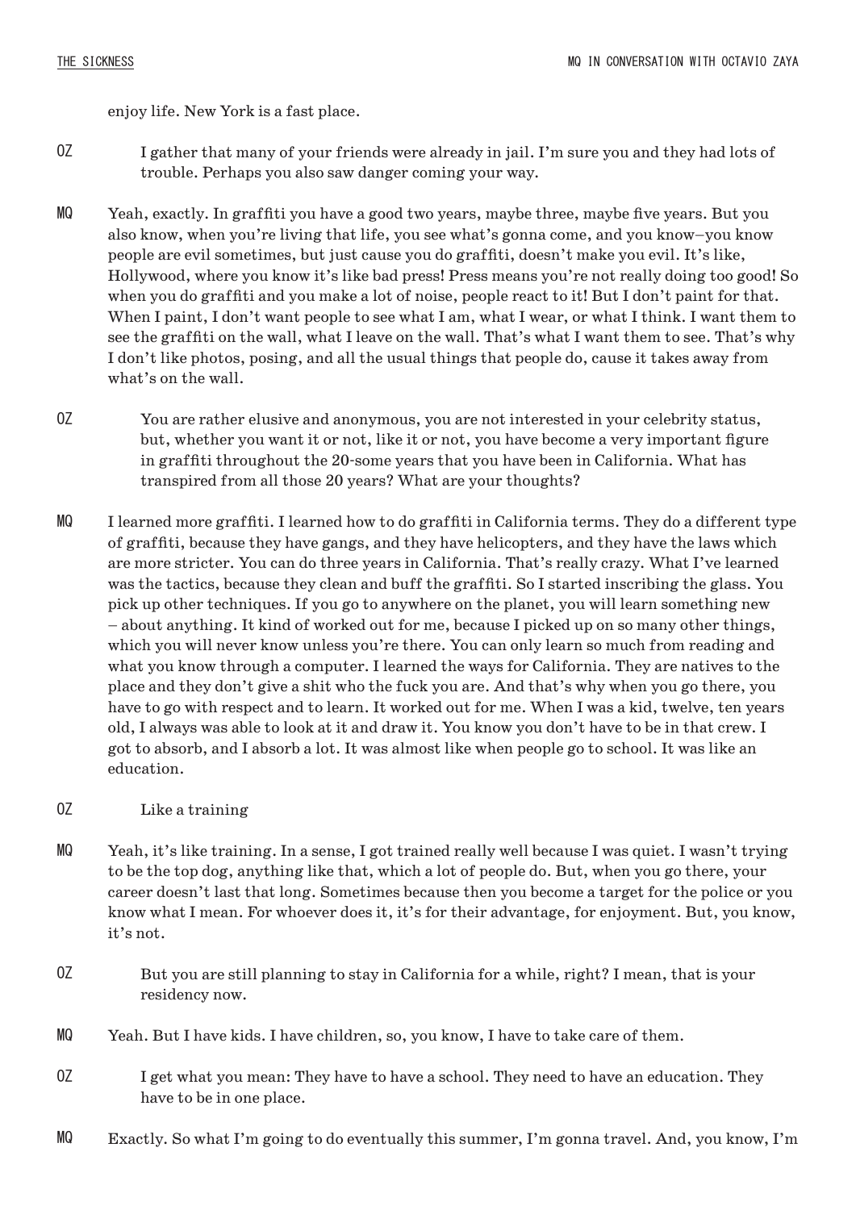enjoy life. New York is a fast place.

**OZ** I gather that many of your friends were already in jail. I'm sure you and they had lots of trouble. Perhaps you also saw danger coming your way.

**MQ** Yeah, exactly. In graffiti you have a good two years, maybe three, maybe five years. But you also know, when you're living that life, you see what's gonna come, and you know–you know people are evil sometimes, but just cause you do graffiti, doesn't make you evil. It's like, Hollywood, where you know it's like bad press! Press means you're not really doing too good! So when you do graffiti and you make a lot of noise, people react to it! But I don't paint for that. When I paint, I don't want people to see what I am, what I wear, or what I think. I want them to see the graffiti on the wall, what I leave on the wall. That's what I want them to see. That's why I don't like photos, posing, and all the usual things that people do, cause it takes away from what's on the wall.

**OZ** You are rather elusive and anonymous, you are not interested in your celebrity status, but, whether you want it or not, like it or not, you have become a very important figure in graffiti throughout the 20-some years that you have been in California. What has transpired from all those 20 years? What are your thoughts?

**MQ** I learned more graffiti. I learned how to do graffiti in California terms. They do a different type of graffiti, because they have gangs, and they have helicopters, and they have the laws which are more stricter. You can do three years in California. That's really crazy. What I've learned was the tactics, because they clean and buff the graffiti. So I started inscribing the glass. You pick up other techniques. If you go to anywhere on the planet, you will learn something new – about anything. It kind of worked out for me, because I picked up on so many other things, which you will never know unless you're there. You can only learn so much from reading and what you know through a computer. I learned the ways for California. They are natives to the place and they don't give a shit who the fuck you are. And that's why when you go there, you have to go with respect and to learn. It worked out for me. When I was a kid, twelve, ten years old, I always was able to look at it and draw it. You know you don't have to be in that crew. I got to absorb, and I absorb a lot. It was almost like when people go to school. It was like an education.

**OZ** Like a training

**MQ** Yeah, it's like training. In a sense, I got trained really well because I was quiet. I wasn't trying to be the top dog, anything like that, which a lot of people do. But, when you go there, your career doesn't last that long. Sometimes because then you become a target for the police or you know what I mean. For whoever does it, it's for their advantage, for enjoyment. But, you know, it's not.

**OZ** But you are still planning to stay in California for a while, right? I mean, that is your residency now.

**MQ** Yeah. But I have kids. I have children, so, you know, I have to take care of them.

**OZ** I get what you mean: They have to have a school. They need to have an education. They have to be in one place.

**MQ** Exactly. So what I'm going to do eventually this summer, I'm gonna travel. And, you know, I'm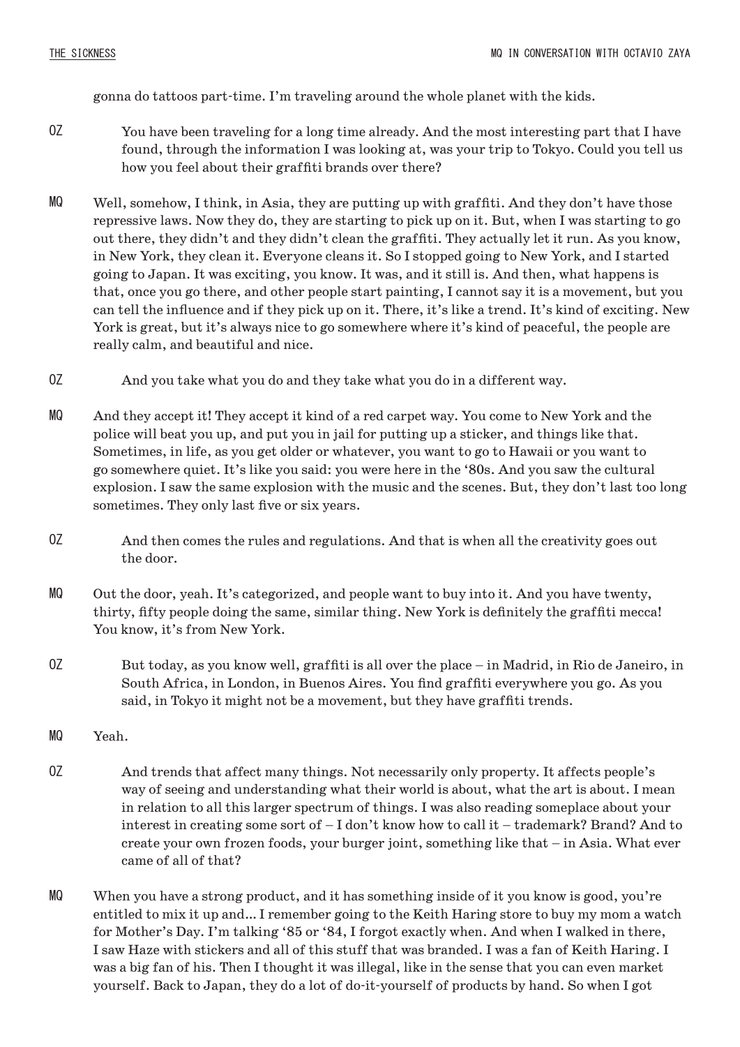gonna do tattoos part-time. I'm traveling around the whole planet with the kids.

**OZ** You have been traveling for a long time already. And the most interesting part that I have found, through the information I was looking at, was your trip to Tokyo. Could you tell us how you feel about their graffiti brands over there?

**MQ** Well, somehow, I think, in Asia, they are putting up with graffiti. And they don't have those repressive laws. Now they do, they are starting to pick up on it. But, when I was starting to go out there, they didn't and they didn't clean the graffiti. They actually let it run. As you know, in New York, they clean it. Everyone cleans it. So I stopped going to New York, and I started going to Japan. It was exciting, you know. It was, and it still is. And then, what happens is that, once you go there, and other people start painting, I cannot say it is a movement, but you can tell the influence and if they pick up on it. There, it's like a trend. It's kind of exciting. New York is great, but it's always nice to go somewhere where it's kind of peaceful, the people are really calm, and beautiful and nice.

**OZ** And you take what you do and they take what you do in a different way.

**MQ** And they accept it! They accept it kind of a red carpet way. You come to New York and the police will beat you up, and put you in jail for putting up a sticker, and things like that. Sometimes, in life, as you get older or whatever, you want to go to Hawaii or you want to go somewhere quiet. It's like you said: you were here in the '80s. And you saw the cultural explosion. I saw the same explosion with the music and the scenes. But, they don't last too long sometimes. They only last five or six years.

**OZ** And then comes the rules and regulations. And that is when all the creativity goes out the door.

**MQ** Out the door, yeah. It's categorized, and people want to buy into it. And you have twenty, thirty, fifty people doing the same, similar thing. New York is definitely the graffiti mecca! You know, it's from New York.

**OZ** But today, as you know well, graffiti is all over the place – in Madrid, in Rio de Janeiro, in South Africa, in London, in Buenos Aires. You find graffiti everywhere you go. As you said, in Tokyo it might not be a movement, but they have graffiti trends.

**MQ** Yeah.

**OZ** And trends that affect many things. Not necessarily only property. It affects people's way of seeing and understanding what their world is about, what the art is about. I mean in relation to all this larger spectrum of things. I was also reading someplace about your interest in creating some sort of – I don't know how to call it – trademark? Brand? And to create your own frozen foods, your burger joint, something like that – in Asia. What ever came of all of that?

**MQ** When you have a strong product, and it has something inside of it you know is good, you're entitled to mix it up and... I remember going to the Keith Haring store to buy my mom a watch for Mother's Day. I'm talking '85 or '84, I forgot exactly when. And when I walked in there, I saw Haze with stickers and all of this stuff that was branded. I was a fan of Keith Haring. I was a big fan of his. Then I thought it was illegal, like in the sense that you can even market yourself. Back to Japan, they do a lot of do-it-yourself of products by hand. So when I got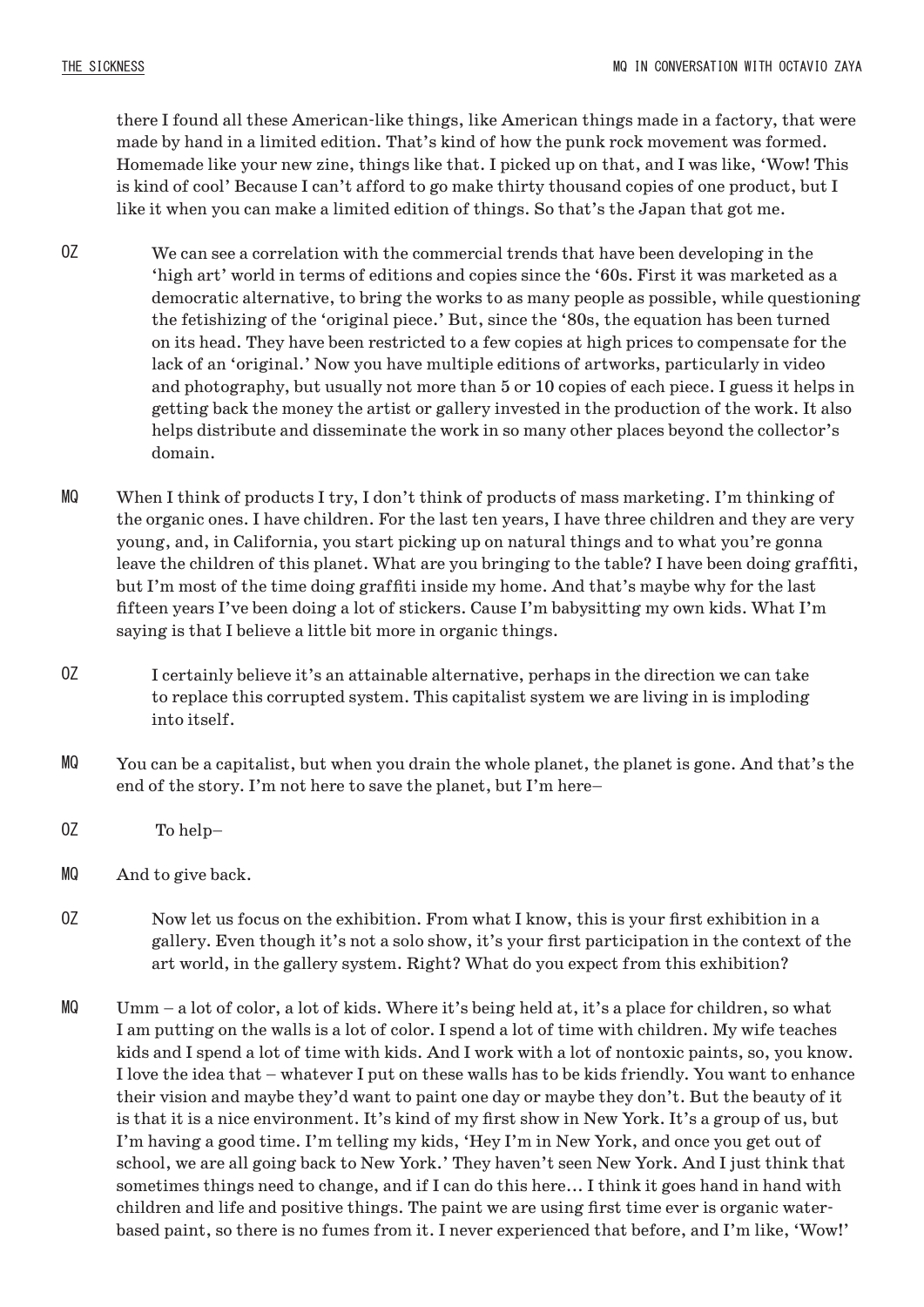there I found all these American-like things, like American things made in a factory, that were made by hand in a limited edition. That's kind of how the punk rock movement was formed. Homemade like your new zine, things like that. I picked up on that, and I was like, 'Wow! This is kind of cool' Because I can't afford to go make thirty thousand copies of one product, but I like it when you can make a limited edition of things. So that's the Japan that got me.

**OZ** We can see a correlation with the commercial trends that have been developing in the 'high art' world in terms of editions and copies since the '60s. First it was marketed as a democratic alternative, to bring the works to as many people as possible, while questioning the fetishizing of the 'original piece.' But, since the '80s, the equation has been turned on its head. They have been restricted to a few copies at high prices to compensate for the lack of an 'original.' Now you have multiple editions of artworks, particularly in video and photography, but usually not more than 5 or 10 copies of each piece. I guess it helps in getting back the money the artist or gallery invested in the production of the work. It also helps distribute and disseminate the work in so many other places beyond the collector's domain.

**MQ** When I think of products I try, I don't think of products of mass marketing. I'm thinking of the organic ones. I have children. For the last ten years, I have three children and they are very young, and, in California, you start picking up on natural things and to what you're gonna leave the children of this planet. What are you bringing to the table? I have been doing graffiti, but I'm most of the time doing graffiti inside my home. And that's maybe why for the last fifteen years I've been doing a lot of stickers. Cause I'm babysitting my own kids. What I'm saying is that I believe a little bit more in organic things.

**OZ** I certainly believe it's an attainable alternative, perhaps in the direction we can take to replace this corrupted system. This capitalist system we are living in is imploding into itself.

**MQ** You can be a capitalist, but when you drain the whole planet, the planet is gone. And that's the end of the story. I'm not here to save the planet, but I'm here–

**OZ** To help–

**MQ** And to give back.

**OZ** Now let us focus on the exhibition. From what I know, this is your first exhibition in a gallery. Even though it's not a solo show, it's your first participation in the context of the art world, in the gallery system. Right? What do you expect from this exhibition?

**MQ** Umm – a lot of color, a lot of kids. Where it's being held at, it's a place for children, so what I am putting on the walls is a lot of color. I spend a lot of time with children. My wife teaches kids and I spend a lot of time with kids. And I work with a lot of nontoxic paints, so, you know. I love the idea that – whatever I put on these walls has to be kids friendly. You want to enhance their vision and maybe they'd want to paint one day or maybe they don't. But the beauty of it is that it is a nice environment. It's kind of my first show in New York. It's a group of us, but I'm having a good time. I'm telling my kids, 'Hey I'm in New York, and once you get out of school, we are all going back to New York.' They haven't seen New York. And I just think that sometimes things need to change, and if I can do this here… I think it goes hand in hand with children and life and positive things. The paint we are using first time ever is organic water-based paint, so there is no fumes from it. I never experienced that before, and I'm like, 'Wow!'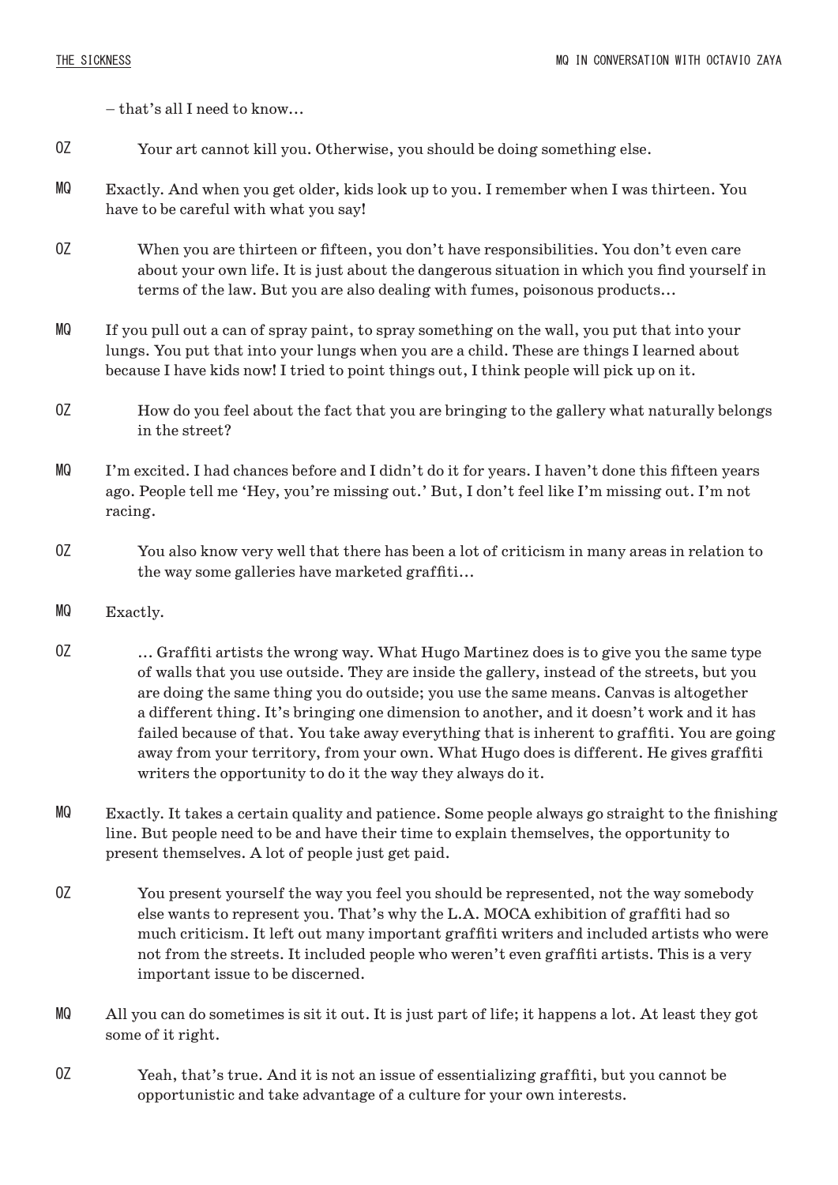– that's all I need to know…

**OZ** Your art cannot kill you. Otherwise, you should be doing something else.

**MQ** Exactly. And when you get older, kids look up to you. I remember when I was thirteen. You have to be careful with what you say!

**OZ** When you are thirteen or fifteen, you don't have responsibilities. You don't even care about your own life. It is just about the dangerous situation in which you find yourself in terms of the law. But you are also dealing with fumes, poisonous products…

**MQ** If you pull out a can of spray paint, to spray something on the wall, you put that into your lungs. You put that into your lungs when you are a child. These are things I learned about because I have kids now! I tried to point things out, I think people will pick up on it.

**OZ** How do you feel about the fact that you are bringing to the gallery what naturally belongs in the street?

**MQ** I'm excited. I had chances before and I didn't do it for years. I haven't done this fifteen years ago. People tell me 'Hey, you're missing out.' But, I don't feel like I'm missing out. I'm not racing.

**OZ** You also know very well that there has been a lot of criticism in many areas in relation to the way some galleries have marketed graffiti…

**MQ** Exactly.

**OZ** … Graffiti artists the wrong way. What Hugo Martinez does is to give you the same type of walls that you use outside. They are inside the gallery, instead of the streets, but you are doing the same thing you do outside; you use the same means. Canvas is altogether a different thing. It's bringing one dimension to another, and it doesn't work and it has failed because of that. You take away everything that is inherent to graffiti. You are going away from your territory, from your own. What Hugo does is different. He gives graffiti writers the opportunity to do it the way they always do it.

**MQ** Exactly. It takes a certain quality and patience. Some people always go straight to the finishing line. But people need to be and have their time to explain themselves, the opportunity to present themselves. A lot of people just get paid.

**OZ** You present yourself the way you feel you should be represented, not the way somebody else wants to represent you. That's why the L.A. MOCA exhibition of graffiti had so much criticism. It left out many important graffiti writers and included artists who were not from the streets. It included people who weren't even graffiti artists. This is a very important issue to be discerned.

**MQ** All you can do sometimes is sit it out. It is just part of life; it happens a lot. At least they got some of it right.

**OZ** Yeah, that's true. And it is not an issue of essentializing graffiti, but you cannot be opportunistic and take advantage of a culture for your own interests.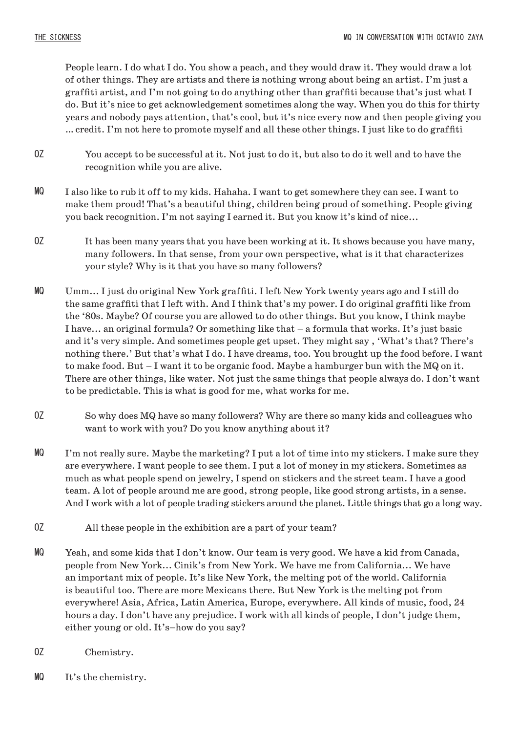People learn. I do what I do. You show a peach, and they would draw it. They would draw a lot of other things. They are artists and there is nothing wrong about being an artist. I'm just a graffiti artist, and I'm not going to do anything other than graffiti because that's just what I do. But it's nice to get acknowledgement sometimes along the way. When you do this for thirty years and nobody pays attention, that's cool, but it's nice every now and then people giving you ... credit. I'm not here to promote myself and all these other things. I just like to do graffiti

**OZ** You accept to be successful at it. Not just to do it, but also to do it well and to have the recognition while you are alive.

**MQ** I also like to rub it off to my kids. Hahaha. I want to get somewhere they can see. I want to make them proud! That's a beautiful thing, children being proud of something. People giving you back recognition. I'm not saying I earned it. But you know it's kind of nice…

**OZ** It has been many years that you have been working at it. It shows because you have many, many followers. In that sense, from your own perspective, what is it that characterizes your style? Why is it that you have so many followers?

**MQ** Umm… I just do original New York graffiti. I left New York twenty years ago and I still do the same graffiti that I left with. And I think that's my power. I do original graffiti like from the '80s. Maybe? Of course you are allowed to do other things. But you know, I think maybe I have… an original formula? Or something like that – a formula that works. It's just basic and it's very simple. And sometimes people get upset. They might say , 'What's that? There's nothing there.' But that's what I do. I have dreams, too. You brought up the food before. I want to make food. But – I want it to be organic food. Maybe a hamburger bun with the MQ on it. There are other things, like water. Not just the same things that people always do. I don't want to be predictable. This is what is good for me, what works for me.

**OZ** So why does MQ have so many followers? Why are there so many kids and colleagues who want to work with you? Do you know anything about it?

**MQ** I'm not really sure. Maybe the marketing? I put a lot of time into my stickers. I make sure they are everywhere. I want people to see them. I put a lot of money in my stickers. Sometimes as much as what people spend on jewelry, I spend on stickers and the street team. I have a good team. A lot of people around me are good, strong people, like good strong artists, in a sense. And I work with a lot of people trading stickers around the planet. Little things that go a long way.

**OZ** All these people in the exhibition are a part of your team?

**MQ** Yeah, and some kids that I don't know. Our team is very good. We have a kid from Canada, people from New York… Cinik's from New York. We have me from California… We have an important mix of people. It's like New York, the melting pot of the world. California is beautiful too. There are more Mexicans there. But New York is the melting pot from everywhere! Asia, Africa, Latin America, Europe, everywhere. All kinds of music, food, 24 hours a day. I don't have any prejudice. I work with all kinds of people, I don't judge them, either young or old. It's–how do you say?

**OZ** Chemistry.

**MQ** It's the chemistry.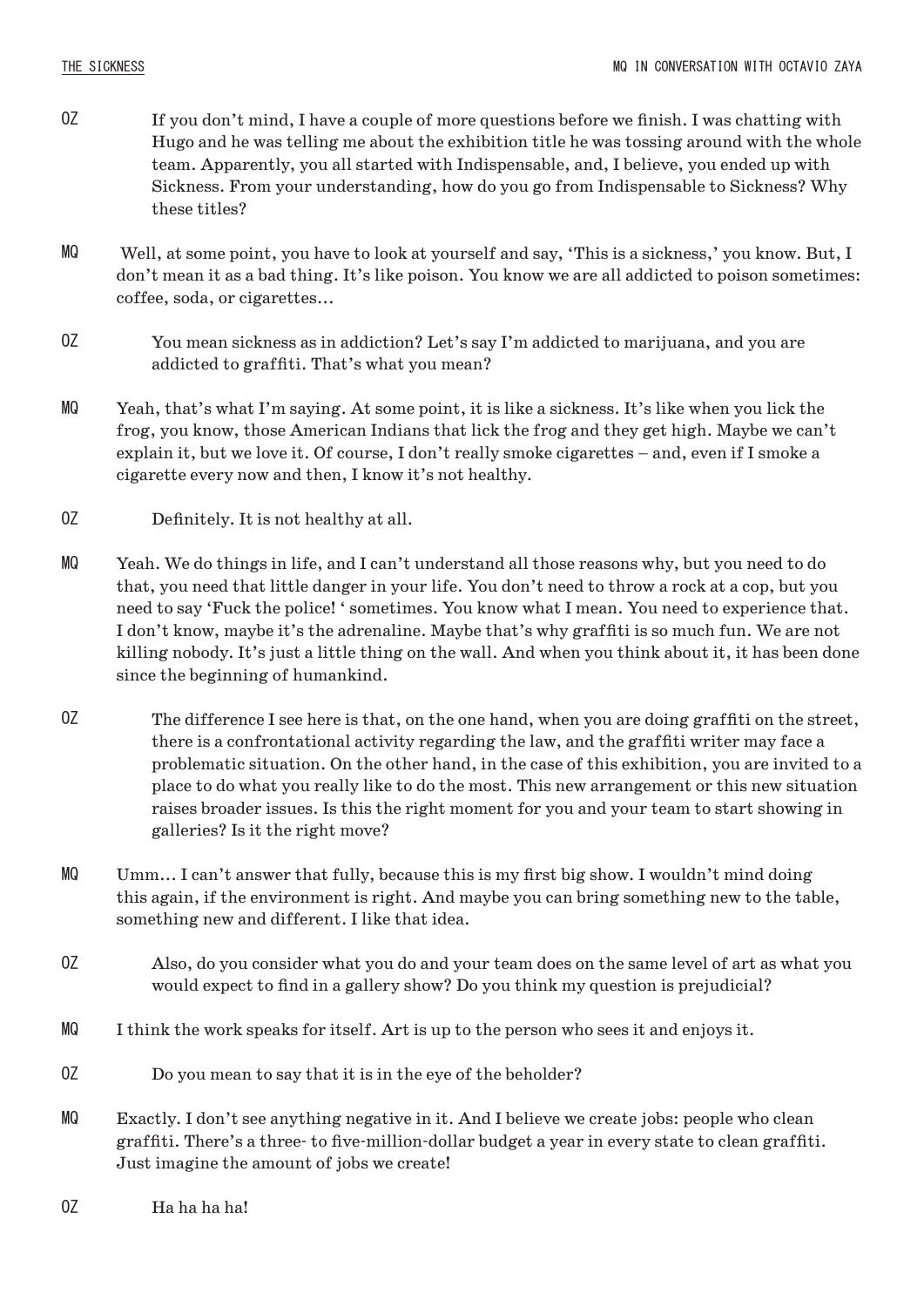OZ If you don't mind, I have a couple of more questions before we finish. I was chatting with Hugo and he was telling me about the exhibition title he was tossing around with the whole team. Apparently, you all started with Indispensable, and, I believe, you ended up with Sickness. From your understanding, how do you go from Indispensable to Sickness? Why these titles?

MQ Well, at some point, you have to look at yourself and say, 'This is a sickness,' you know. But, I don't mean it as a bad thing. It's like poison. You know we are all addicted to poison sometimes: coffee, soda, or cigarettes...

OZ You mean sickness as in addiction? Let's say I'm addicted to marijuana, and you are addicted to graffiti. That's what you mean?

MQ Yeah, that's what I'm saying. At some point, it is like a sickness. It's like when you lick the frog, you know, those American Indians that lick the frog and they get high. Maybe we can't explain it, but we love it. Of course, I don't really smoke cigarettes – and, even if I smoke a cigarette every now and then, I know it's not healthy.

OZ Definitely. It is not healthy at all.

MQ Yeah. We do things in life, and I can't understand all those reasons why, but you need to do that, you need that little danger in your life. You don't need to throw a rock at a cop, but you need to say 'Fuck the police! ' sometimes. You know what I mean. You need to experience that. I don't know, maybe it's the adrenaline. Maybe that's why graffiti is so much fun. We are not killing nobody. It's just a little thing on the wall. And when you think about it, it has been done since the beginning of humankind.

OZ The difference I see here is that, on the one hand, when you are doing graffiti on the street, there is a confrontational activity regarding the law, and the graffiti writer may face a problematic situation. On the other hand, in the case of this exhibition, you are invited to a place to do what you really like to do the most. This new arrangement or this new situation raises broader issues. Is this the right moment for you and your team to start showing in galleries? Is it the right move?

MQ Umm... I can't answer that fully, because this is my first big show. I wouldn't mind doing this again, if the environment is right. And maybe you can bring something new to the table, something new and different. I like that idea.

OZ Also, do you consider what you do and your team does on the same level of art as what you would expect to find in a gallery show? Do you think my question is prejudicial?

MQ I think the work speaks for itself. Art is up to the person who sees it and enjoys it.

OZ Do you mean to say that it is in the eye of the beholder?

MQ Exactly. I don't see anything negative in it. And I believe we create jobs: people who clean graffiti. There's a three- to five-million-dollar budget a year in every state to clean graffiti. Just imagine the amount of jobs we create!

OZ Ha ha ha ha!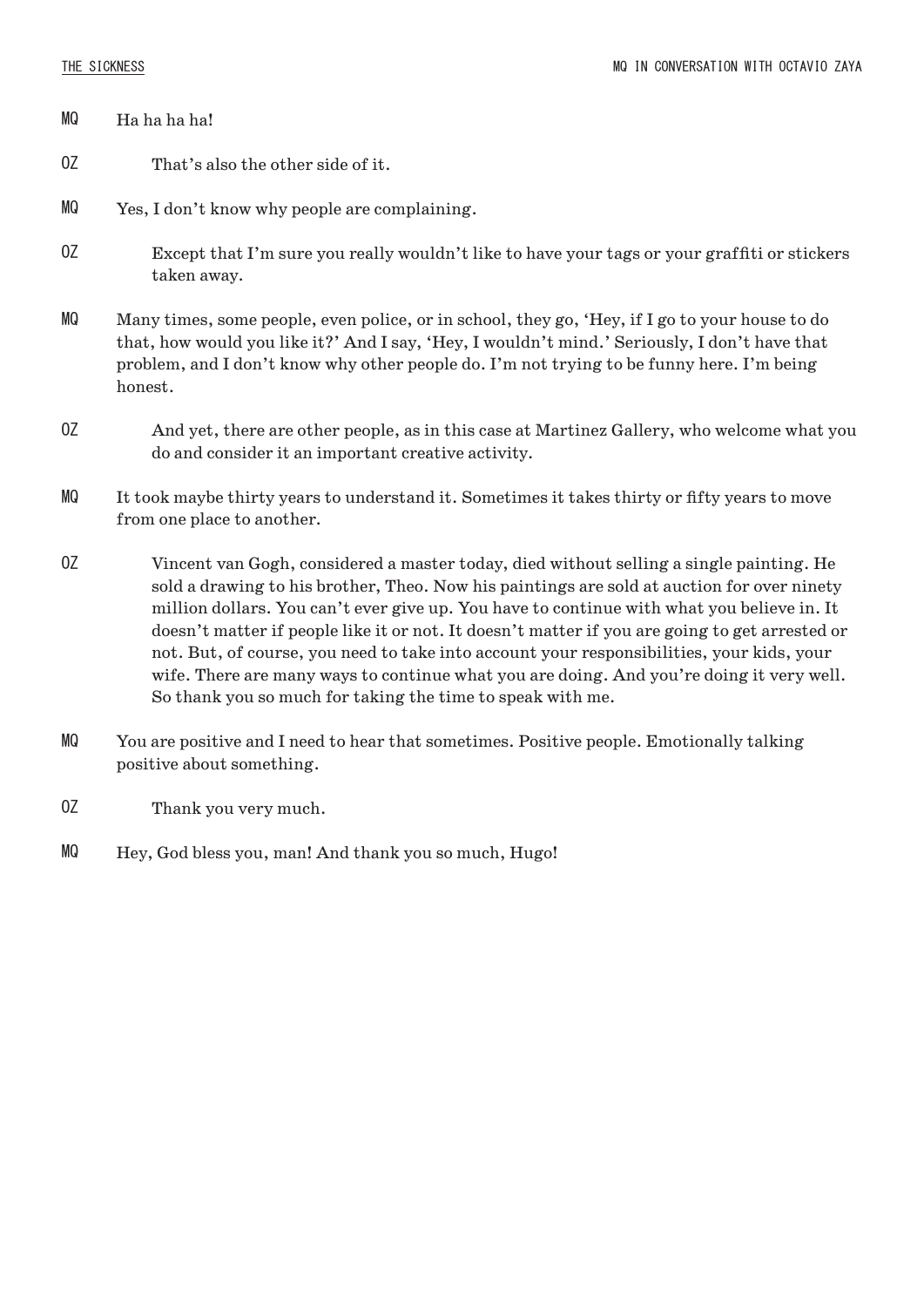MQ Ha ha ha ha!

OZ That's also the other side of it.

MQ Yes, I don't know why people are complaining.

OZ Except that I'm sure you really wouldn't like to have your tags or your graffiti or stickers taken away.

MQ Many times, some people, even police, or in school, they go, 'Hey, if I go to your house to do that, how would you like it?' And I say, 'Hey, I wouldn't mind.' Seriously, I don't have that problem, and I don't know why other people do. I'm not trying to be funny here. I'm being honest.

OZ And yet, there are other people, as in this case at Martinez Gallery, who welcome what you do and consider it an important creative activity.

MQ It took maybe thirty years to understand it. Sometimes it takes thirty or fifty years to move from one place to another.

OZ Vincent van Gogh, considered a master today, died without selling a single painting. He sold a drawing to his brother, Theo. Now his paintings are sold at auction for over ninety million dollars. You can't ever give up. You have to continue with what you believe in. It doesn't matter if people like it or not. It doesn't matter if you are going to get arrested or not. But, of course, you need to take into account your responsibilities, your kids, your wife. There are many ways to continue what you are doing. And you're doing it very well. So thank you so much for taking the time to speak with me.

MQ You are positive and I need to hear that sometimes. Positive people. Emotionally talking positive about something.

OZ Thank you very much.

MQ Hey, God bless you, man! And thank you so much, Hugo!